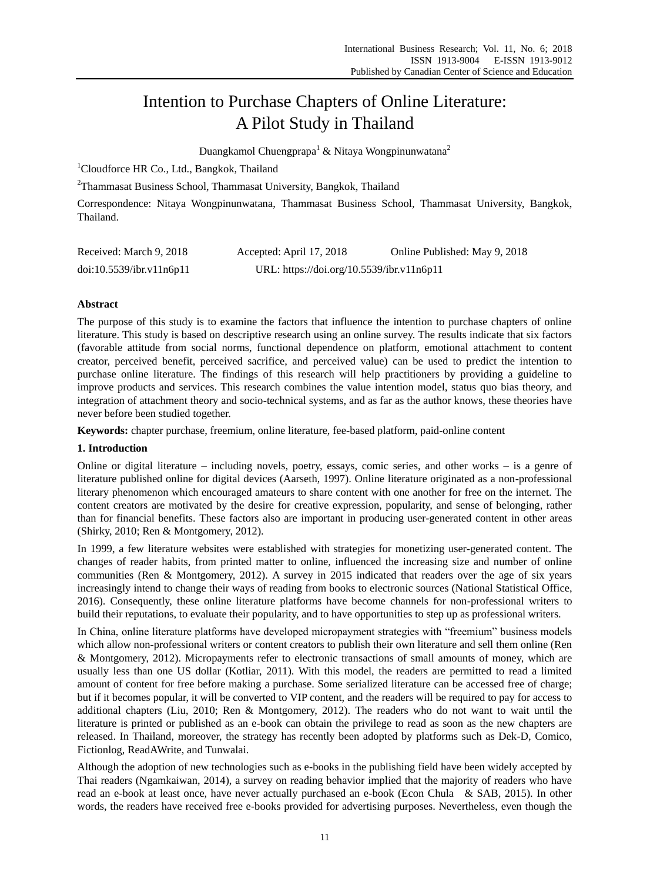# Intention to Purchase Chapters of Online Literature: A Pilot Study in Thailand

Duangkamol Chuengprapa[1] & Nitaya Wongpinunwatana[2]

[1]Cloudforce HR Co., Ltd., Bangkok, Thailand

[2]Thammasat Business School, Thammasat University, Bangkok, Thailand

Correspondence: Nitaya Wongpinunwatana, Thammasat Business School, Thammasat University, Bangkok, Thailand.

Received: March 9, 2018 Accepted: April 17, 2018 Online Published: May 9, 2018

doi:10.5539/ibr.v11n6p11 URL: https://doi.org/10.5539/ibr.v11n6p11

## Abstract

The purpose of this study is to examine the factors that influence the intention to purchase chapters of online literature. This study is based on descriptive research using an online survey. The results indicate that six factors (favorable attitude from social norms, functional dependence on platform, emotional attachment to content creator, perceived benefit, perceived sacrifice, and perceived value) can be used to predict the intention to purchase online literature. The findings of this research will help practitioners by providing a guideline to improve products and services. This research combines the value intention model, status quo bias theory, and integration of attachment theory and socio-technical systems, and as far as the author knows, these theories have never before been studied together.

**Keywords:** chapter purchase, freemium, online literature, fee-based platform, paid-online content

## 1. Introduction

Online or digital literature – including novels, poetry, essays, comic series, and other works – is a genre of literature published online for digital devices (Aarseth, 1997). Online literature originated as a non-professional literary phenomenon which encouraged amateurs to share content with one another for free on the internet. The content creators are motivated by the desire for creative expression, popularity, and sense of belonging, rather than for financial benefits. These factors also are important in producing user-generated content in other areas (Shirky, 2010; Ren & Montgomery, 2012).

In 1999, a few literature websites were established with strategies for monetizing user-generated content. The changes of reader habits, from printed matter to online, influenced the increasing size and number of online communities (Ren & Montgomery, 2012). A survey in 2015 indicated that readers over the age of six years increasingly intend to change their ways of reading from books to electronic sources (National Statistical Office, 2016). Consequently, these online literature platforms have become channels for non-professional writers to build their reputations, to evaluate their popularity, and to have opportunities to step up as professional writers.

In China, online literature platforms have developed micropayment strategies with "freemium" business models which allow non-professional writers or content creators to publish their own literature and sell them online (Ren & Montgomery, 2012). Micropayments refer to electronic transactions of small amounts of money, which are usually less than one US dollar (Kotliar, 2011). With this model, the readers are permitted to read a limited amount of content for free before making a purchase. Some serialized literature can be accessed free of charge; but if it becomes popular, it will be converted to VIP content, and the readers will be required to pay for access to additional chapters (Liu, 2010; Ren & Montgomery, 2012). The readers who do not want to wait until the literature is printed or published as an e-book can obtain the privilege to read as soon as the new chapters are released. In Thailand, moreover, the strategy has recently been adopted by platforms such as Dek-D, Comico, Fictionlog, ReadAWrite, and Tunwalai.

Although the adoption of new technologies such as e-books in the publishing field have been widely accepted by Thai readers (Ngamkaiwan, 2014), a survey on reading behavior implied that the majority of readers who have read an e-book at least once, have never actually purchased an e-book (Econ Chula & SAB, 2015). In other words, the readers have received free e-books provided for advertising purposes. Nevertheless, even though the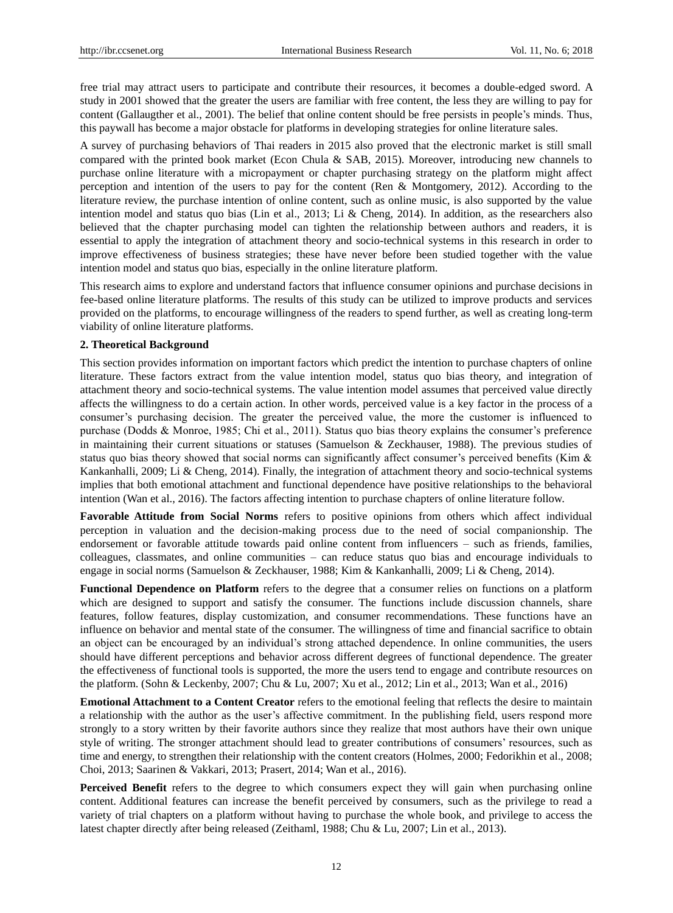free trial may attract users to participate and contribute their resources, it becomes a double-edged sword. A study in 2001 showed that the greater the users are familiar with free content, the less they are willing to pay for content (Gallaugther et al., 2001). The belief that online content should be free persists in people's minds. Thus, this paywall has become a major obstacle for platforms in developing strategies for online literature sales.

A survey of purchasing behaviors of Thai readers in 2015 also proved that the electronic market is still small compared with the printed book market (Econ Chula & SAB, 2015). Moreover, introducing new channels to purchase online literature with a micropayment or chapter purchasing strategy on the platform might affect perception and intention of the users to pay for the content (Ren & Montgomery, 2012). According to the literature review, the purchase intention of online content, such as online music, is also supported by the value intention model and status quo bias (Lin et al., 2013; Li & Cheng, 2014). In addition, as the researchers also believed that the chapter purchasing model can tighten the relationship between authors and readers, it is essential to apply the integration of attachment theory and socio-technical systems in this research in order to improve effectiveness of business strategies; these have never before been studied together with the value intention model and status quo bias, especially in the online literature platform.

This research aims to explore and understand factors that influence consumer opinions and purchase decisions in fee-based online literature platforms. The results of this study can be utilized to improve products and services provided on the platforms, to encourage willingness of the readers to spend further, as well as creating long-term viability of online literature platforms.

## 2. Theoretical Background

This section provides information on important factors which predict the intention to purchase chapters of online literature. These factors extract from the value intention model, status quo bias theory, and integration of attachment theory and socio-technical systems. The value intention model assumes that perceived value directly affects the willingness to do a certain action. In other words, perceived value is a key factor in the process of a consumer's purchasing decision. The greater the perceived value, the more the customer is influenced to purchase (Dodds & Monroe, 1985; Chi et al., 2011). Status quo bias theory explains the consumer's preference in maintaining their current situations or statuses (Samuelson & Zeckhauser, 1988). The previous studies of status quo bias theory showed that social norms can significantly affect consumer's perceived benefits (Kim & Kankanhalli, 2009; Li & Cheng, 2014). Finally, the integration of attachment theory and socio-technical systems implies that both emotional attachment and functional dependence have positive relationships to the behavioral intention (Wan et al., 2016). The factors affecting intention to purchase chapters of online literature follow.

**Favorable Attitude from Social Norms** refers to positive opinions from others which affect individual perception in valuation and the decision-making process due to the need of social companionship. The endorsement or favorable attitude towards paid online content from influencers – such as friends, families, colleagues, classmates, and online communities – can reduce status quo bias and encourage individuals to engage in social norms (Samuelson & Zeckhauser, 1988; Kim & Kankanhalli, 2009; Li & Cheng, 2014).

**Functional Dependence on Platform** refers to the degree that a consumer relies on functions on a platform which are designed to support and satisfy the consumer. The functions include discussion channels, share features, follow features, display customization, and consumer recommendations. These functions have an influence on behavior and mental state of the consumer. The willingness of time and financial sacrifice to obtain an object can be encouraged by an individual's strong attached dependence. In online communities, the users should have different perceptions and behavior across different degrees of functional dependence. The greater the effectiveness of functional tools is supported, the more the users tend to engage and contribute resources on the platform. (Sohn & Leckenby, 2007; Chu & Lu, 2007; Xu et al., 2012; Lin et al., 2013; Wan et al., 2016)

**Emotional Attachment to a Content Creator** refers to the emotional feeling that reflects the desire to maintain a relationship with the author as the user's affective commitment. In the publishing field, users respond more strongly to a story written by their favorite authors since they realize that most authors have their own unique style of writing. The stronger attachment should lead to greater contributions of consumers' resources, such as time and energy, to strengthen their relationship with the content creators (Holmes, 2000; Fedorikhin et al., 2008; Choi, 2013; Saarinen & Vakkari, 2013; Prasert, 2014; Wan et al., 2016).

**Perceived Benefit** refers to the degree to which consumers expect they will gain when purchasing online content. Additional features can increase the benefit perceived by consumers, such as the privilege to read a variety of trial chapters on a platform without having to purchase the whole book, and privilege to access the latest chapter directly after being released (Zeithaml, 1988; Chu & Lu, 2007; Lin et al., 2013).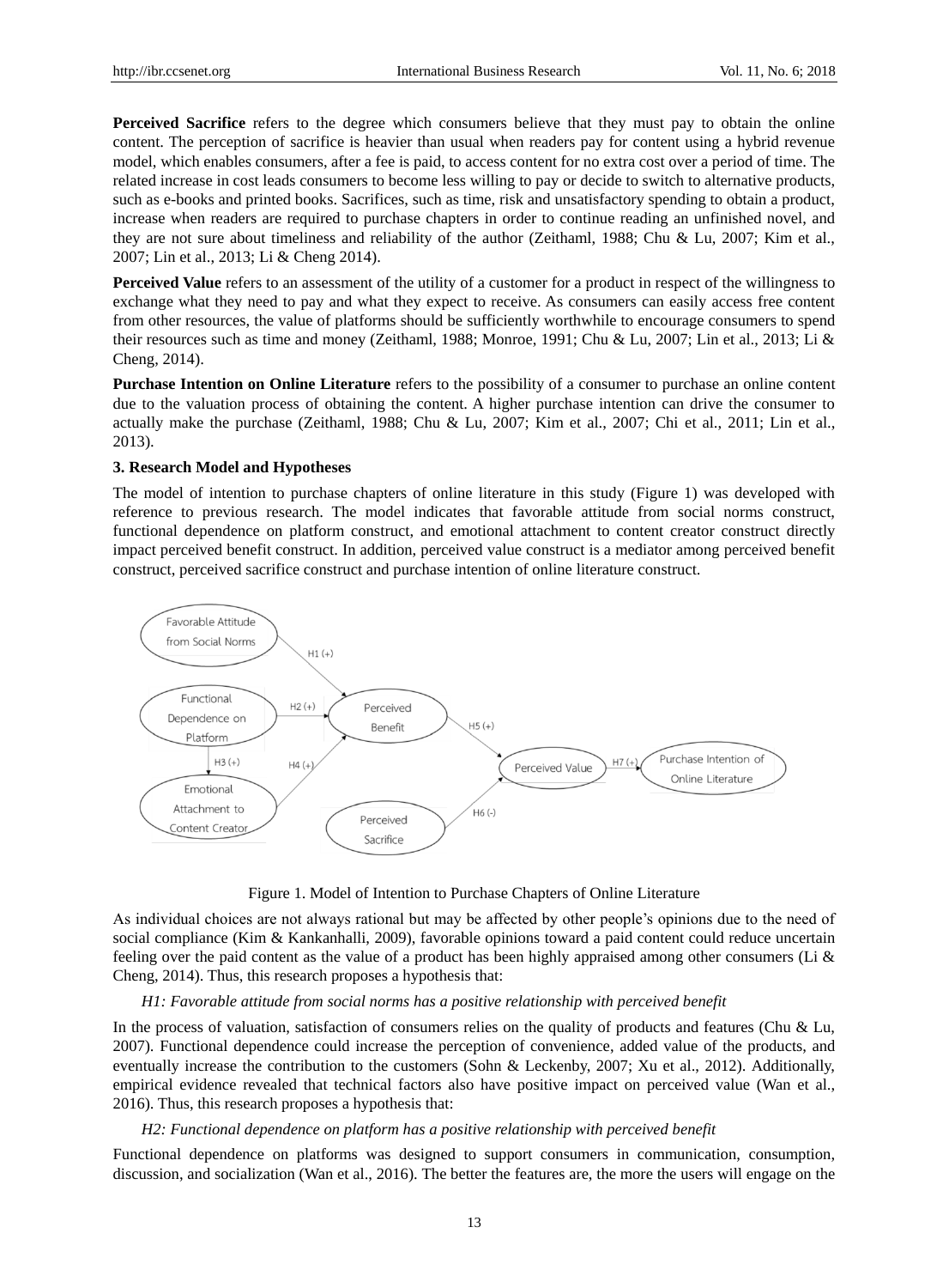**Perceived Sacrifice** refers to the degree which consumers believe that they must pay to obtain the online content. The perception of sacrifice is heavier than usual when readers pay for content using a hybrid revenue model, which enables consumers, after a fee is paid, to access content for no extra cost over a period of time. The related increase in cost leads consumers to become less willing to pay or decide to switch to alternative products, such as e-books and printed books. Sacrifices, such as time, risk and unsatisfactory spending to obtain a product, increase when readers are required to purchase chapters in order to continue reading an unfinished novel, and they are not sure about timeliness and reliability of the author (Zeithaml, 1988; Chu & Lu, 2007; Kim et al., 2007; Lin et al., 2013; Li & Cheng 2014).

**Perceived Value** refers to an assessment of the utility of a customer for a product in respect of the willingness to exchange what they need to pay and what they expect to receive. As consumers can easily access free content from other resources, the value of platforms should be sufficiently worthwhile to encourage consumers to spend their resources such as time and money (Zeithaml, 1988; Monroe, 1991; Chu & Lu, 2007; Lin et al., 2013; Li & Cheng, 2014).

**Purchase Intention on Online Literature** refers to the possibility of a consumer to purchase an online content due to the valuation process of obtaining the content. A higher purchase intention can drive the consumer to actually make the purchase (Zeithaml, 1988; Chu & Lu, 2007; Kim et al., 2007; Chi et al., 2011; Lin et al., 2013).

## 3. Research Model and Hypotheses

The model of intention to purchase chapters of online literature in this study (Figure 1) was developed with reference to previous research. The model indicates that favorable attitude from social norms construct, functional dependence on platform construct, and emotional attachment to content creator construct directly impact perceived benefit construct. In addition, perceived value construct is a mediator among perceived benefit construct, perceived sacrifice construct and purchase intention of online literature construct.

Figure 1. Model of Intention to Purchase Chapters of Online Literature

As individual choices are not always rational but may be affected by other people's opinions due to the need of social compliance (Kim & Kankanhalli, 2009), favorable opinions toward a paid content could reduce uncertain feeling over the paid content as the value of a product has been highly appraised among other consumers (Li & Cheng, 2014). Thus, this research proposes a hypothesis that:

*H1: Favorable attitude from social norms has a positive relationship with perceived benefit*

In the process of valuation, satisfaction of consumers relies on the quality of products and features (Chu & Lu, 2007). Functional dependence could increase the perception of convenience, added value of the products, and eventually increase the contribution to the customers (Sohn & Leckenby, 2007; Xu et al., 2012). Additionally, empirical evidence revealed that technical factors also have positive impact on perceived value (Wan et al., 2016). Thus, this research proposes a hypothesis that:

*H2: Functional dependence on platform has a positive relationship with perceived benefit*

Functional dependence on platforms was designed to support consumers in communication, consumption, discussion, and socialization (Wan et al., 2016). The better the features are, the more the users will engage on the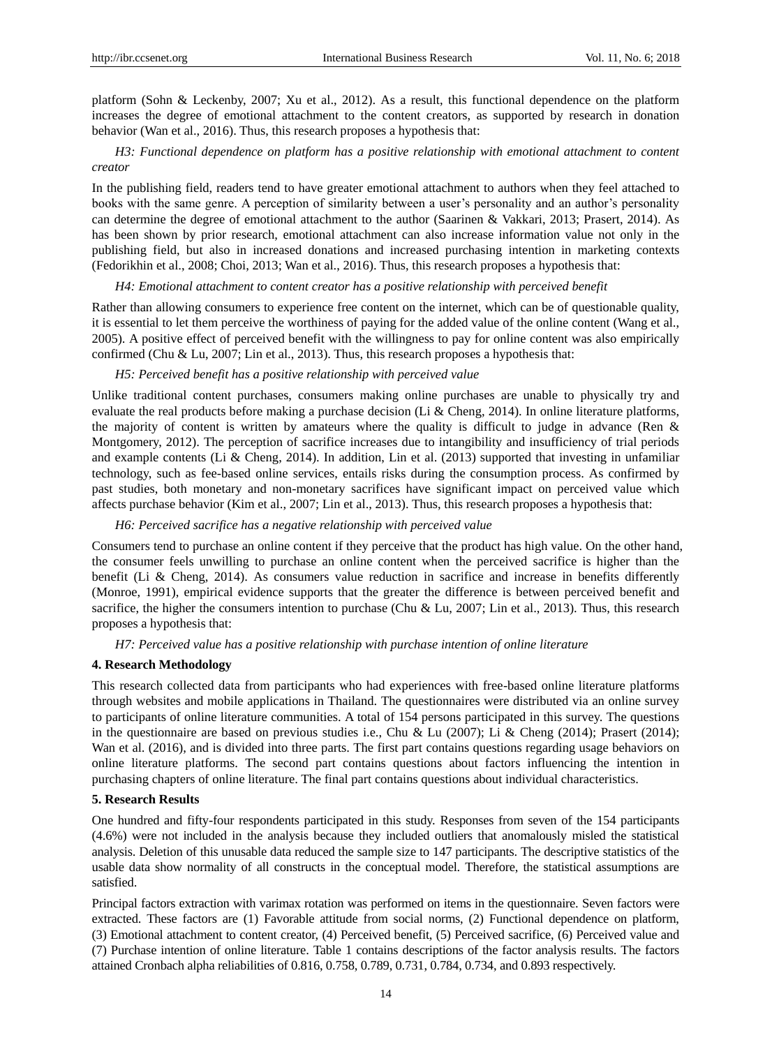platform (Sohn & Leckenby, 2007; Xu et al., 2012). As a result, this functional dependence on the platform increases the degree of emotional attachment to the content creators, as supported by research in donation behavior (Wan et al., 2016). Thus, this research proposes a hypothesis that:

*H3: Functional dependence on platform has a positive relationship with emotional attachment to content creator*

In the publishing field, readers tend to have greater emotional attachment to authors when they feel attached to books with the same genre. A perception of similarity between a user's personality and an author's personality can determine the degree of emotional attachment to the author (Saarinen & Vakkari, 2013; Prasert, 2014). As has been shown by prior research, emotional attachment can also increase information value not only in the publishing field, but also in increased donations and increased purchasing intention in marketing contexts (Fedorikhin et al., 2008; Choi, 2013; Wan et al., 2016). Thus, this research proposes a hypothesis that:

*H4: Emotional attachment to content creator has a positive relationship with perceived benefit*

Rather than allowing consumers to experience free content on the internet, which can be of questionable quality, it is essential to let them perceive the worthiness of paying for the added value of the online content (Wang et al., 2005). A positive effect of perceived benefit with the willingness to pay for online content was also empirically confirmed (Chu & Lu, 2007; Lin et al., 2013). Thus, this research proposes a hypothesis that:

*H5: Perceived benefit has a positive relationship with perceived value*

Unlike traditional content purchases, consumers making online purchases are unable to physically try and evaluate the real products before making a purchase decision (Li & Cheng, 2014). In online literature platforms, the majority of content is written by amateurs where the quality is difficult to judge in advance (Ren & Montgomery, 2012). The perception of sacrifice increases due to intangibility and insufficiency of trial periods and example contents (Li & Cheng, 2014). In addition, Lin et al. (2013) supported that investing in unfamiliar technology, such as fee-based online services, entails risks during the consumption process. As confirmed by past studies, both monetary and non-monetary sacrifices have significant impact on perceived value which affects purchase behavior (Kim et al., 2007; Lin et al., 2013). Thus, this research proposes a hypothesis that:

*H6: Perceived sacrifice has a negative relationship with perceived value*

Consumers tend to purchase an online content if they perceive that the product has high value. On the other hand, the consumer feels unwilling to purchase an online content when the perceived sacrifice is higher than the benefit (Li & Cheng, 2014). As consumers value reduction in sacrifice and increase in benefits differently (Monroe, 1991), empirical evidence supports that the greater the difference is between perceived benefit and sacrifice, the higher the consumers intention to purchase (Chu & Lu, 2007; Lin et al., 2013). Thus, this research proposes a hypothesis that:

*H7: Perceived value has a positive relationship with purchase intention of online literature*

## 4. Research Methodology

This research collected data from participants who had experiences with free-based online literature platforms through websites and mobile applications in Thailand. The questionnaires were distributed via an online survey to participants of online literature communities. A total of 154 persons participated in this survey. The questions in the questionnaire are based on previous studies i.e., Chu & Lu (2007); Li & Cheng (2014); Prasert (2014); Wan et al. (2016), and is divided into three parts. The first part contains questions regarding usage behaviors on online literature platforms. The second part contains questions about factors influencing the intention in purchasing chapters of online literature. The final part contains questions about individual characteristics.

## 5. Research Results

One hundred and fifty-four respondents participated in this study. Responses from seven of the 154 participants (4.6%) were not included in the analysis because they included outliers that anomalously misled the statistical analysis. Deletion of this unusable data reduced the sample size to 147 participants. The descriptive statistics of the usable data show normality of all constructs in the conceptual model. Therefore, the statistical assumptions are satisfied.

Principal factors extraction with varimax rotation was performed on items in the questionnaire. Seven factors were extracted. These factors are (1) Favorable attitude from social norms, (2) Functional dependence on platform, (3) Emotional attachment to content creator, (4) Perceived benefit, (5) Perceived sacrifice, (6) Perceived value and (7) Purchase intention of online literature. Table 1 contains descriptions of the factor analysis results. The factors attained Cronbach alpha reliabilities of 0.816, 0.758, 0.789, 0.731, 0.784, 0.734, and 0.893 respectively.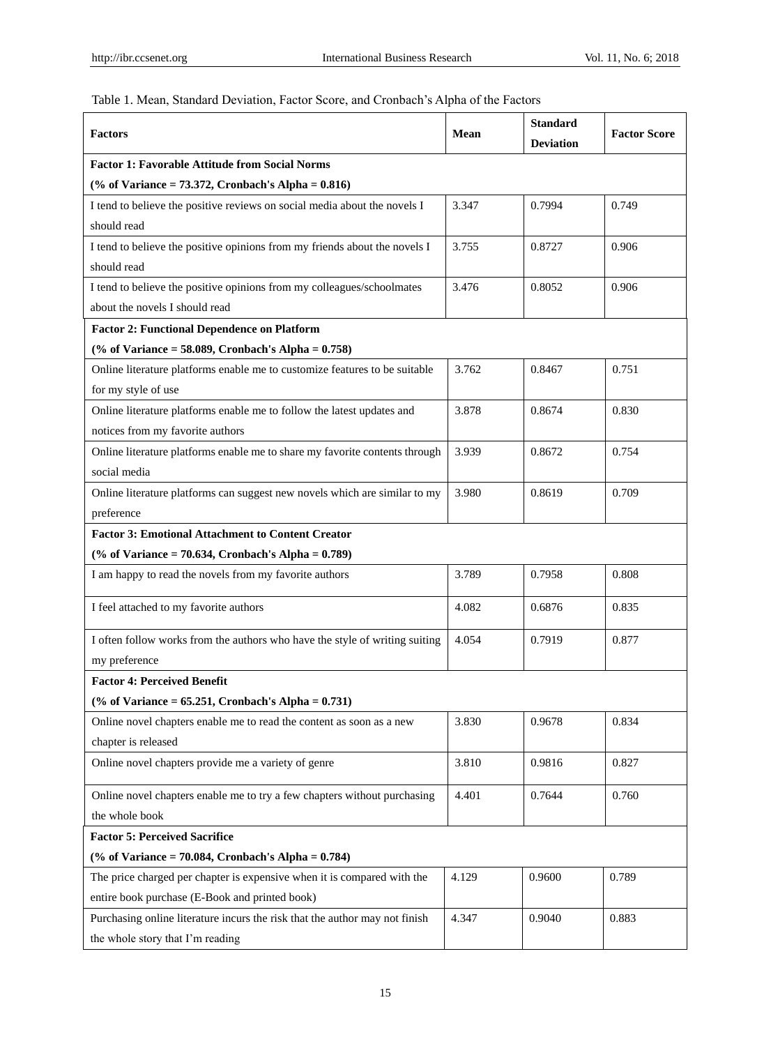Table 1. Mean, Standard Deviation, Factor Score, and Cronbach's Alpha of the Factors

| Factors | Mean | Standard Deviation | Factor Score |
|---|---|---|---|
| **Factor 1: Favorable Attitude from Social Norms (% of Variance = 73.372, Cronbach's Alpha = 0.816)** | | | |
| I tend to believe the positive reviews on social media about the novels I should read | 3.347 | 0.7994 | 0.749 |
| I tend to believe the positive opinions from my friends about the novels I should read | 3.755 | 0.8727 | 0.906 |
| I tend to believe the positive opinions from my colleagues/schoolmates about the novels I should read | 3.476 | 0.8052 | 0.906 |
| **Factor 2: Functional Dependence on Platform (% of Variance = 58.089, Cronbach's Alpha = 0.758)** | | | |
| Online literature platforms enable me to customize features to be suitable for my style of use | 3.762 | 0.8467 | 0.751 |
| Online literature platforms enable me to follow the latest updates and notices from my favorite authors | 3.878 | 0.8674 | 0.830 |
| Online literature platforms enable me to share my favorite contents through social media | 3.939 | 0.8672 | 0.754 |
| Online literature platforms can suggest new novels which are similar to my preference | 3.980 | 0.8619 | 0.709 |
| **Factor 3: Emotional Attachment to Content Creator (% of Variance = 70.634, Cronbach's Alpha = 0.789)** | | | |
| I am happy to read the novels from my favorite authors | 3.789 | 0.7958 | 0.808 |
| I feel attached to my favorite authors | 4.082 | 0.6876 | 0.835 |
| I often follow works from the authors who have the style of writing suiting my preference | 4.054 | 0.7919 | 0.877 |
| **Factor 4: Perceived Benefit (% of Variance = 65.251, Cronbach's Alpha = 0.731)** | | | |
| Online novel chapters enable me to read the content as soon as a new chapter is released | 3.830 | 0.9678 | 0.834 |
| Online novel chapters provide me a variety of genre | 3.810 | 0.9816 | 0.827 |
| Online novel chapters enable me to try a few chapters without purchasing the whole book | 4.401 | 0.7644 | 0.760 |
| **Factor 5: Perceived Sacrifice (% of Variance = 70.084, Cronbach's Alpha = 0.784)** | | | |
| The price charged per chapter is expensive when it is compared with the entire book purchase (E-Book and printed book) | 4.129 | 0.9600 | 0.789 |
| Purchasing online literature incurs the risk that the author may not finish the whole story that I'm reading | 4.347 | 0.9040 | 0.883 |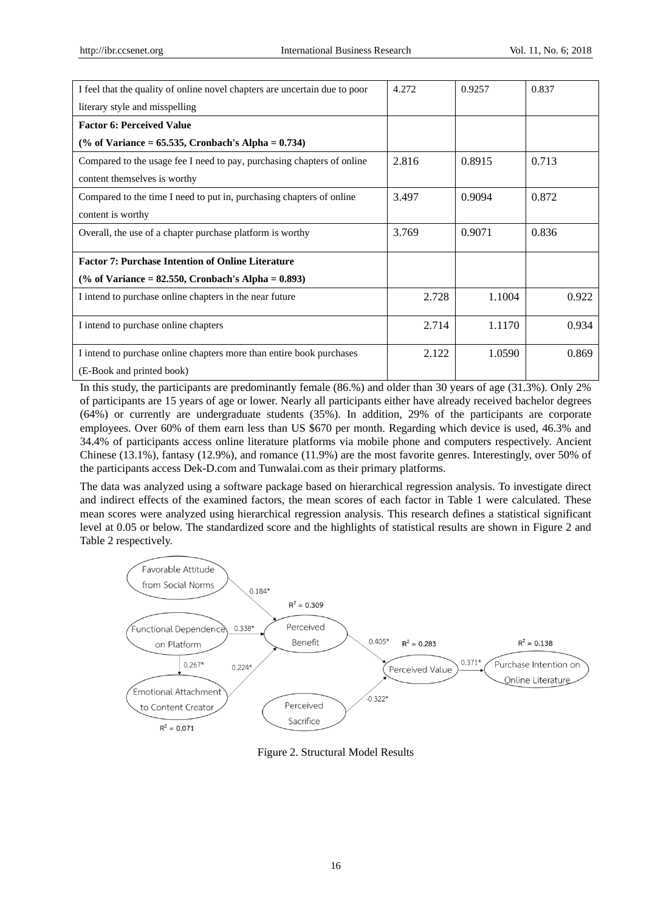| | | | |
|---|---|---|---|
| I feel that the quality of online novel chapters are uncertain due to poor literary style and misspelling | 4.272 | 0.9257 | 0.837 |
| **Factor 6: Perceived Value (% of Variance = 65.535, Cronbach's Alpha = 0.734)** | | | |
| Compared to the usage fee I need to pay, purchasing chapters of online content themselves is worthy | 2.816 | 0.8915 | 0.713 |
| Compared to the time I need to put in, purchasing chapters of online content is worthy | 3.497 | 0.9094 | 0.872 |
| Overall, the use of a chapter purchase platform is worthy | 3.769 | 0.9071 | 0.836 |
| **Factor 7: Purchase Intention of Online Literature (% of Variance = 82.550, Cronbach's Alpha = 0.893)** | | | |
| I intend to purchase online chapters in the near future | 2.728 | 1.1004 | 0.922 |
| I intend to purchase online chapters | 2.714 | 1.1170 | 0.934 |
| I intend to purchase online chapters more than entire book purchases (E-Book and printed book) | 2.122 | 1.0590 | 0.869 |

In this study, the participants are predominantly female (86.%) and older than 30 years of age (31.3%). Only 2% of participants are 15 years of age or lower. Nearly all participants either have already received bachelor degrees (64%) or currently are undergraduate students (35%). In addition, 29% of the participants are corporate employees. Over 60% of them earn less than US $670 per month. Regarding which device is used, 46.3% and 34.4% of participants access online literature platforms via mobile phone and computers respectively. Ancient Chinese (13.1%), fantasy (12.9%), and romance (11.9%) are the most favorite genres. Interestingly, over 50% of the participants access Dek-D.com and Tunwalai.com as their primary platforms.

The data was analyzed using a software package based on hierarchical regression analysis. To investigate direct and indirect effects of the examined factors, the mean scores of each factor in Table 1 were calculated. These mean scores were analyzed using hierarchical regression analysis. This research defines a statistical significant level at 0.05 or below. The standardized score and the highlights of statistical results are shown in Figure 2 and Table 2 respectively.

Figure 2. Structural Model Results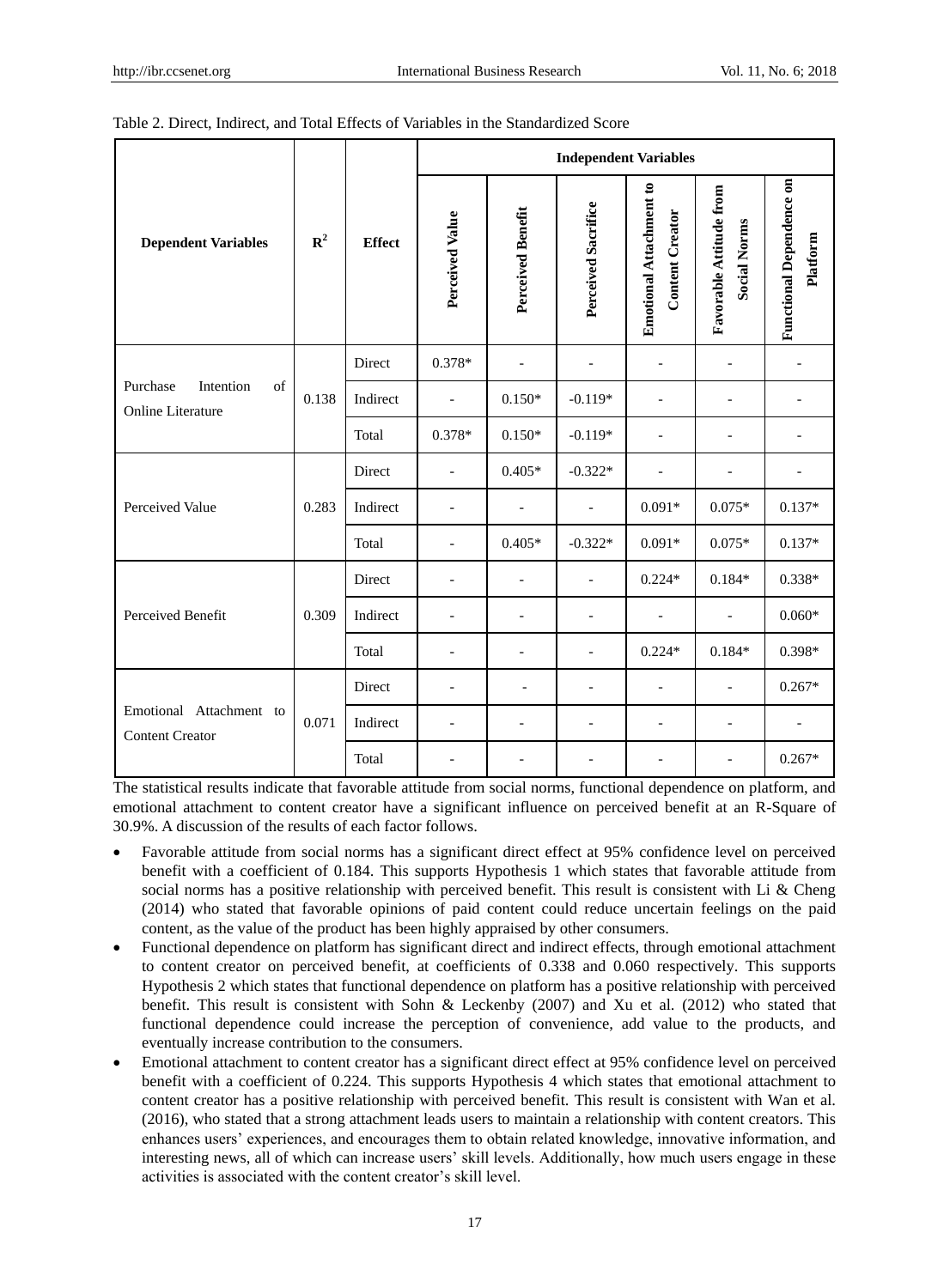Table 2. Direct, Indirect, and Total Effects of Variables in the Standardized Score

| Dependent Variables | $R^2$ | Effect | Independent Variables | | | | | |
|---|---|---|---|---|---|---|---|---|
| | | | **Perceived Value** | **Perceived Benefit** | **Perceived Sacrifice** | **Emotional Attachment to Content Creator** | **Favorable Attitude from Social Norms** | **Functional Dependence on Platform** |
| Purchase Intention of Online Literature | 0.138 | Direct | 0.378* | - | - | - | - | - |
| | | Indirect | - | 0.150* | -0.119* | - | - | - |
| | | Total | 0.378* | 0.150* | -0.119* | - | - | - |
| Perceived Value | 0.283 | Direct | - | 0.405* | -0.322* | - | - | - |
| | | Indirect | - | - | - | 0.091* | 0.075* | 0.137* |
| | | Total | - | 0.405* | -0.322* | 0.091* | 0.075* | 0.137* |
| Perceived Benefit | 0.309 | Direct | - | - | - | 0.224* | 0.184* | 0.338* |
| | | Indirect | - | - | - | - | - | 0.060* |
| | | Total | - | - | - | 0.224* | 0.184* | 0.398* |
| Emotional Attachment to Content Creator | 0.071 | Direct | - | - | - | - | - | 0.267* |
| | | Indirect | - | - | - | - | - | - |
| | | Total | - | - | - | - | - | 0.267* |

The statistical results indicate that favorable attitude from social norms, functional dependence on platform, and emotional attachment to content creator have a significant influence on perceived benefit at an R-Square of 30.9%. A discussion of the results of each factor follows.

- Favorable attitude from social norms has a significant direct effect at 95% confidence level on perceived benefit with a coefficient of 0.184. This supports Hypothesis 1 which states that favorable attitude from social norms has a positive relationship with perceived benefit. This result is consistent with Li & Cheng (2014) who stated that favorable opinions of paid content could reduce uncertain feelings on the paid content, as the value of the product has been highly appraised by other consumers.
- Functional dependence on platform has significant direct and indirect effects, through emotional attachment to content creator on perceived benefit, at coefficients of 0.338 and 0.060 respectively. This supports Hypothesis 2 which states that functional dependence on platform has a positive relationship with perceived benefit. This result is consistent with Sohn & Leckenby (2007) and Xu et al. (2012) who stated that functional dependence could increase the perception of convenience, add value to the products, and eventually increase contribution to the consumers.
- Emotional attachment to content creator has a significant direct effect at 95% confidence level on perceived benefit with a coefficient of 0.224. This supports Hypothesis 4 which states that emotional attachment to content creator has a positive relationship with perceived benefit. This result is consistent with Wan et al. (2016), who stated that a strong attachment leads users to maintain a relationship with content creators. This enhances users' experiences, and encourages them to obtain related knowledge, innovative information, and interesting news, all of which can increase users' skill levels. Additionally, how much users engage in these activities is associated with the content creator's skill level.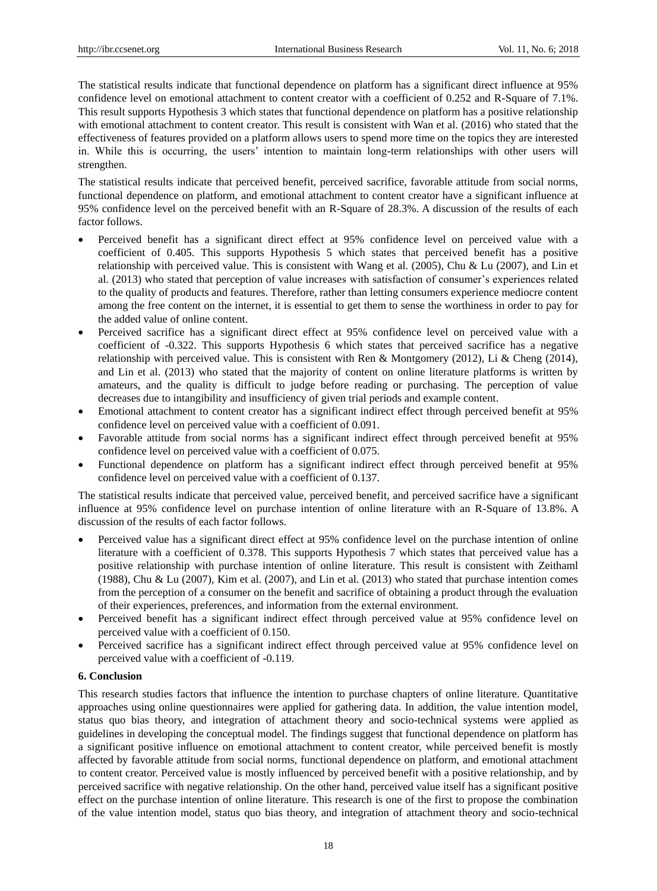The statistical results indicate that functional dependence on platform has a significant direct influence at 95% confidence level on emotional attachment to content creator with a coefficient of 0.252 and R-Square of 7.1%. This result supports Hypothesis 3 which states that functional dependence on platform has a positive relationship with emotional attachment to content creator. This result is consistent with Wan et al. (2016) who stated that the effectiveness of features provided on a platform allows users to spend more time on the topics they are interested in. While this is occurring, the users' intention to maintain long-term relationships with other users will strengthen.

The statistical results indicate that perceived benefit, perceived sacrifice, favorable attitude from social norms, functional dependence on platform, and emotional attachment to content creator have a significant influence at 95% confidence level on the perceived benefit with an R-Square of 28.3%. A discussion of the results of each factor follows.

- Perceived benefit has a significant direct effect at 95% confidence level on perceived value with a coefficient of 0.405. This supports Hypothesis 5 which states that perceived benefit has a positive relationship with perceived value. This is consistent with Wang et al. (2005), Chu & Lu (2007), and Lin et al. (2013) who stated that perception of value increases with satisfaction of consumer's experiences related to the quality of products and features. Therefore, rather than letting consumers experience mediocre content among the free content on the internet, it is essential to get them to sense the worthiness in order to pay for the added value of online content.
- Perceived sacrifice has a significant direct effect at 95% confidence level on perceived value with a coefficient of -0.322. This supports Hypothesis 6 which states that perceived sacrifice has a negative relationship with perceived value. This is consistent with Ren & Montgomery (2012), Li & Cheng (2014), and Lin et al. (2013) who stated that the majority of content on online literature platforms is written by amateurs, and the quality is difficult to judge before reading or purchasing. The perception of value decreases due to intangibility and insufficiency of given trial periods and example content.
- Emotional attachment to content creator has a significant indirect effect through perceived benefit at 95% confidence level on perceived value with a coefficient of 0.091.
- Favorable attitude from social norms has a significant indirect effect through perceived benefit at 95% confidence level on perceived value with a coefficient of 0.075.
- Functional dependence on platform has a significant indirect effect through perceived benefit at 95% confidence level on perceived value with a coefficient of 0.137.

The statistical results indicate that perceived value, perceived benefit, and perceived sacrifice have a significant influence at 95% confidence level on purchase intention of online literature with an R-Square of 13.8%. A discussion of the results of each factor follows.

- Perceived value has a significant direct effect at 95% confidence level on the purchase intention of online literature with a coefficient of 0.378. This supports Hypothesis 7 which states that perceived value has a positive relationship with purchase intention of online literature. This result is consistent with Zeithaml (1988), Chu & Lu (2007), Kim et al. (2007), and Lin et al. (2013) who stated that purchase intention comes from the perception of a consumer on the benefit and sacrifice of obtaining a product through the evaluation of their experiences, preferences, and information from the external environment.
- Perceived benefit has a significant indirect effect through perceived value at 95% confidence level on perceived value with a coefficient of 0.150.
- Perceived sacrifice has a significant indirect effect through perceived value at 95% confidence level on perceived value with a coefficient of -0.119.

## 6. Conclusion

This research studies factors that influence the intention to purchase chapters of online literature. Quantitative approaches using online questionnaires were applied for gathering data. In addition, the value intention model, status quo bias theory, and integration of attachment theory and socio-technical systems were applied as guidelines in developing the conceptual model. The findings suggest that functional dependence on platform has a significant positive influence on emotional attachment to content creator, while perceived benefit is mostly affected by favorable attitude from social norms, functional dependence on platform, and emotional attachment to content creator. Perceived value is mostly influenced by perceived benefit with a positive relationship, and by perceived sacrifice with negative relationship. On the other hand, perceived value itself has a significant positive effect on the purchase intention of online literature. This research is one of the first to propose the combination of the value intention model, status quo bias theory, and integration of attachment theory and socio-technical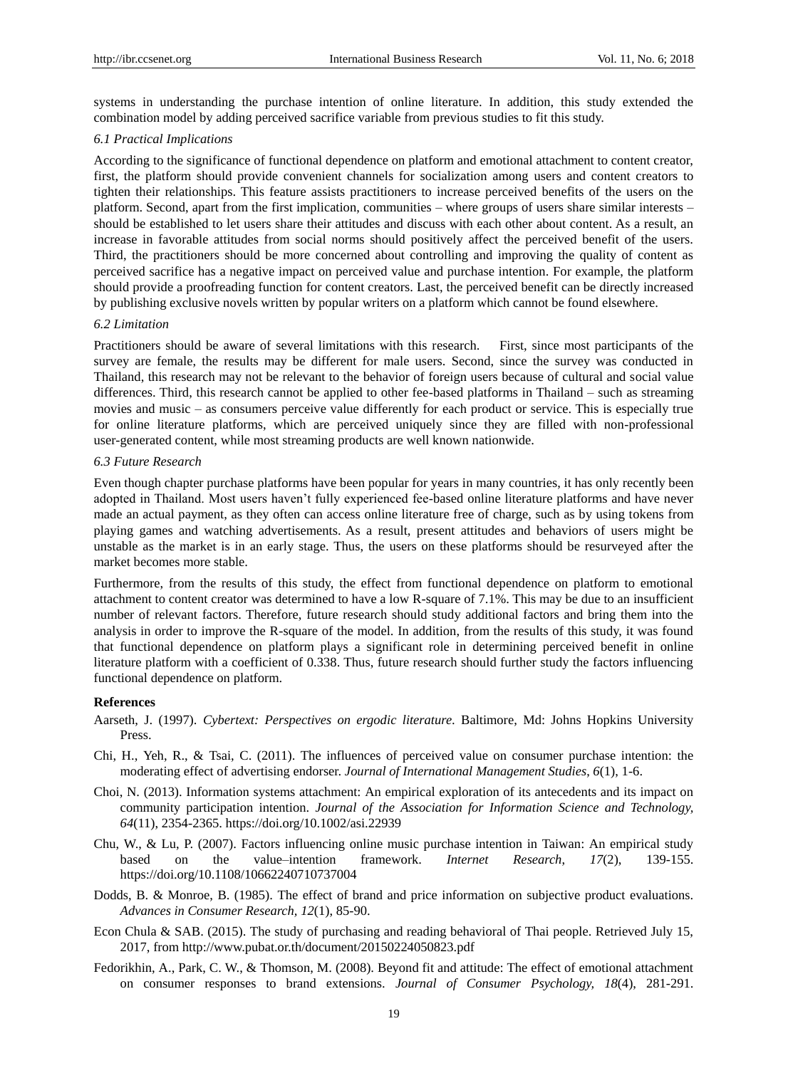systems in understanding the purchase intention of online literature. In addition, this study extended the combination model by adding perceived sacrifice variable from previous studies to fit this study.

### *6.1 Practical Implications*

According to the significance of functional dependence on platform and emotional attachment to content creator, first, the platform should provide convenient channels for socialization among users and content creators to tighten their relationships. This feature assists practitioners to increase perceived benefits of the users on the platform. Second, apart from the first implication, communities – where groups of users share similar interests – should be established to let users share their attitudes and discuss with each other about content. As a result, an increase in favorable attitudes from social norms should positively affect the perceived benefit of the users. Third, the practitioners should be more concerned about controlling and improving the quality of content as perceived sacrifice has a negative impact on perceived value and purchase intention. For example, the platform should provide a proofreading function for content creators. Last, the perceived benefit can be directly increased by publishing exclusive novels written by popular writers on a platform which cannot be found elsewhere.

### *6.2 Limitation*

Practitioners should be aware of several limitations with this research. First, since most participants of the survey are female, the results may be different for male users. Second, since the survey was conducted in Thailand, this research may not be relevant to the behavior of foreign users because of cultural and social value differences. Third, this research cannot be applied to other fee-based platforms in Thailand – such as streaming movies and music – as consumers perceive value differently for each product or service. This is especially true for online literature platforms, which are perceived uniquely since they are filled with non-professional user-generated content, while most streaming products are well known nationwide.

### *6.3 Future Research*

Even though chapter purchase platforms have been popular for years in many countries, it has only recently been adopted in Thailand. Most users haven't fully experienced fee-based online literature platforms and have never made an actual payment, as they often can access online literature free of charge, such as by using tokens from playing games and watching advertisements. As a result, present attitudes and behaviors of users might be unstable as the market is in an early stage. Thus, the users on these platforms should be resurveyed after the market becomes more stable.

Furthermore, from the results of this study, the effect from functional dependence on platform to emotional attachment to content creator was determined to have a low R-square of 7.1%. This may be due to an insufficient number of relevant factors. Therefore, future research should study additional factors and bring them into the analysis in order to improve the R-square of the model. In addition, from the results of this study, it was found that functional dependence on platform plays a significant role in determining perceived benefit in online literature platform with a coefficient of 0.338. Thus, future research should further study the factors influencing functional dependence on platform.

## References

Aarseth, J. (1997). *Cybertext: Perspectives on ergodic literature.* Baltimore, Md: Johns Hopkins University Press.

Chi, H., Yeh, R., & Tsai, C. (2011). The influences of perceived value on consumer purchase intention: the moderating effect of advertising endorser. *Journal of International Management Studies, 6*(1), 1-6.

Choi, N. (2013). Information systems attachment: An empirical exploration of its antecedents and its impact on community participation intention. *Journal of the Association for Information Science and Technology, 64*(11), 2354-2365. https://doi.org/10.1002/asi.22939

Chu, W., & Lu, P. (2007). Factors influencing online music purchase intention in Taiwan: An empirical study based on the value–intention framework. *Internet Research, 17*(2), 139-155. https://doi.org/10.1108/10662240710737004

Dodds, B. & Monroe, B. (1985). The effect of brand and price information on subjective product evaluations. *Advances in Consumer Research, 12*(1), 85-90.

Econ Chula & SAB. (2015). The study of purchasing and reading behavioral of Thai people. Retrieved July 15, 2017, from http://www.pubat.or.th/document/20150224050823.pdf

Fedorikhin, A., Park, C. W., & Thomson, M. (2008). Beyond fit and attitude: The effect of emotional attachment on consumer responses to brand extensions. *Journal of Consumer Psychology, 18*(4), 281-291.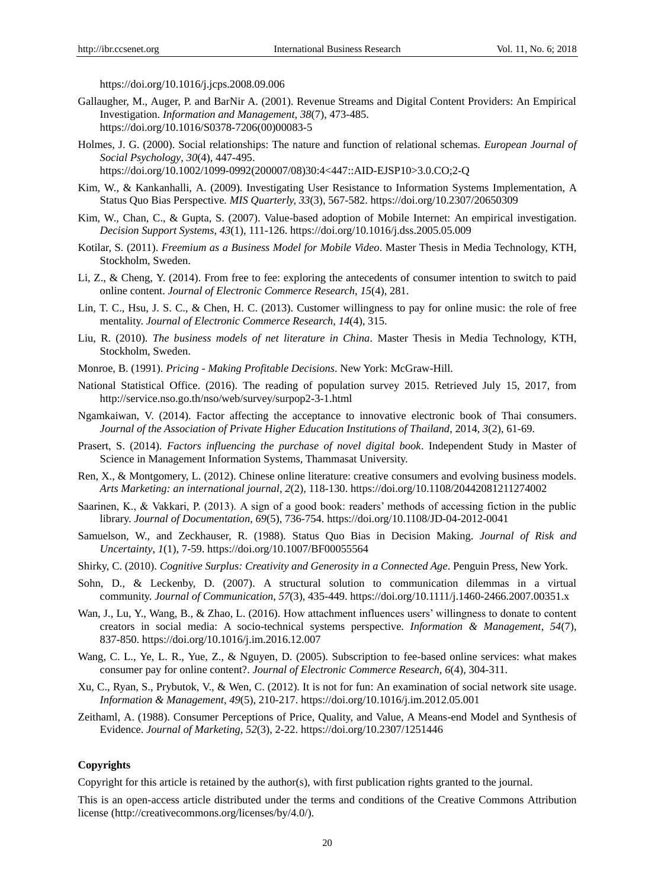https://doi.org/10.1016/j.jcps.2008.09.006

Gallaugher, M., Auger, P. and BarNir A. (2001). Revenue Streams and Digital Content Providers: An Empirical Investigation. *Information and Management*, *38*(7), 473-485. https://doi.org/10.1016/S0378-7206(00)00083-5

Holmes, J. G. (2000). Social relationships: The nature and function of relational schemas. *European Journal of Social Psychology, 30*(4), 447-495. https://doi.org/10.1002/1099-0992(200007/08)30:4<447::AID-EJSP10>3.0.CO;2-Q

Kim, W., & Kankanhalli, A. (2009). Investigating User Resistance to Information Systems Implementation, A Status Quo Bias Perspective. *MIS Quarterly, 33*(3), 567-582. https://doi.org/10.2307/20650309

Kim, W., Chan, C., & Gupta, S. (2007). Value-based adoption of Mobile Internet: An empirical investigation. *Decision Support Systems*, *43*(1), 111-126. https://doi.org/10.1016/j.dss.2005.05.009

Kotilar, S. (2011). *Freemium as a Business Model for Mobile Video*. Master Thesis in Media Technology, KTH, Stockholm, Sweden.

Li, Z., & Cheng, Y. (2014). From free to fee: exploring the antecedents of consumer intention to switch to paid online content. *Journal of Electronic Commerce Research, 15*(4), 281.

Lin, T. C., Hsu, J. S. C., & Chen, H. C. (2013). Customer willingness to pay for online music: the role of free mentality. *Journal of Electronic Commerce Research, 14*(4), 315.

Liu, R. (2010). *The business models of net literature in China*. Master Thesis in Media Technology, KTH, Stockholm, Sweden.

Monroe, B. (1991). *Pricing - Making Profitable Decisions*. New York: McGraw-Hill.

National Statistical Office. (2016). The reading of population survey 2015. Retrieved July 15, 2017, from http://service.nso.go.th/nso/web/survey/surpop2-3-1.html

Ngamkaiwan, V. (2014). Factor affecting the acceptance to innovative electronic book of Thai consumers. *Journal of the Association of Private Higher Education Institutions of Thailand*, 2014, *3*(2), 61-69.

Prasert, S. (2014). *Factors influencing the purchase of novel digital book*. Independent Study in Master of Science in Management Information Systems, Thammasat University.

Ren, X., & Montgomery, L. (2012). Chinese online literature: creative consumers and evolving business models. *Arts Marketing: an international journal*, *2*(2), 118-130. https://doi.org/10.1108/20442081211274002

Saarinen, K., & Vakkari, P. (2013). A sign of a good book: readers' methods of accessing fiction in the public library. *Journal of Documentation*, *69*(5), 736-754. https://doi.org/10.1108/JD-04-2012-0041

Samuelson, W., and Zeckhauser, R. (1988). Status Quo Bias in Decision Making. *Journal of Risk and Uncertainty*, *1*(1), 7-59. https://doi.org/10.1007/BF00055564

Shirky, C. (2010). *Cognitive Surplus: Creativity and Generosity in a Connected Age*. Penguin Press, New York.

Sohn, D., & Leckenby, D. (2007). A structural solution to communication dilemmas in a virtual community. *Journal of Communication, 57*(3), 435-449. https://doi.org/10.1111/j.1460-2466.2007.00351.x

Wan, J., Lu, Y., Wang, B., & Zhao, L. (2016). How attachment influences users' willingness to donate to content creators in social media: A socio-technical systems perspective. *Information & Management*, *54*(7), 837-850. https://doi.org/10.1016/j.im.2016.12.007

Wang, C. L., Ye, L. R., Yue, Z., & Nguyen, D. (2005). Subscription to fee-based online services: what makes consumer pay for online content?. *Journal of Electronic Commerce Research, 6*(4), 304-311.

Xu, C., Ryan, S., Prybutok, V., & Wen, C. (2012). It is not for fun: An examination of social network site usage. *Information & Management*, *49*(5), 210-217. https://doi.org/10.1016/j.im.2012.05.001

Zeithaml, A. (1988). Consumer Perceptions of Price, Quality, and Value, A Means-end Model and Synthesis of Evidence. *Journal of Marketing, 52*(3), 2-22. https://doi.org/10.2307/1251446

**Copyrights**

Copyright for this article is retained by the author(s), with first publication rights granted to the journal.

This is an open-access article distributed under the terms and conditions of the Creative Commons Attribution license (http://creativecommons.org/licenses/by/4.0/).